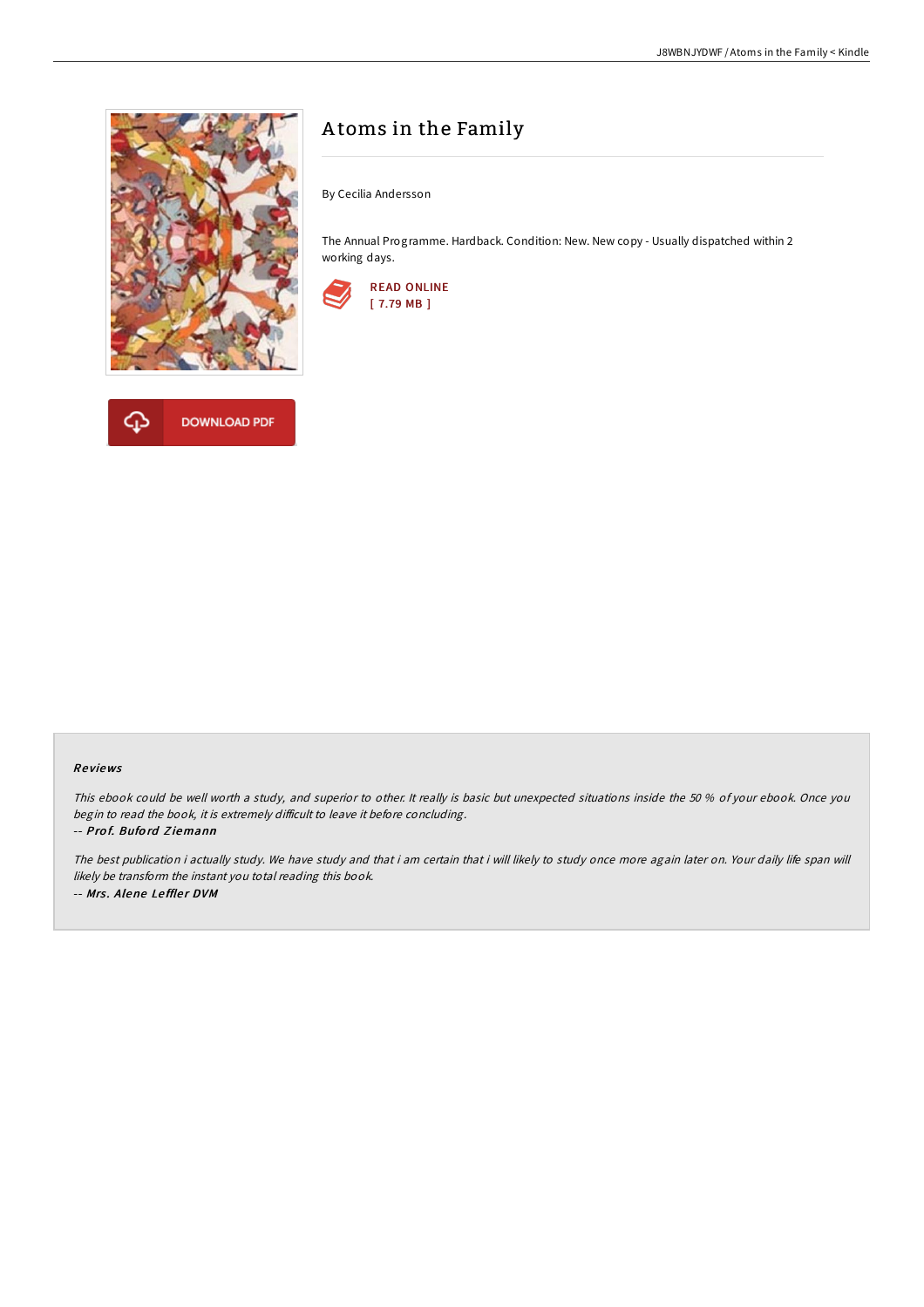# Atoms in the Family

By Cecilia Andersson

The Annual Programme. Hardback. Condition: New. New copy - Usually dispatched within 2 working days.

READ ONLINE
[ 7.79 MB ]

DOWNLOAD PDF

### Reviews

*This ebook could be well worth a study, and superior to other. It really is basic but unexpected situations inside the 50 % of your ebook. Once you begin to read the book, it is extremely difficult to leave it before concluding.*

*-- Prof. Buford Ziemann*

*The best publication i actually study. We have study and that i am certain that i will likely to study once more again later on. Your daily life span will likely be transform the instant you total reading this book.*

*-- Mrs. Alene Leffler DVM*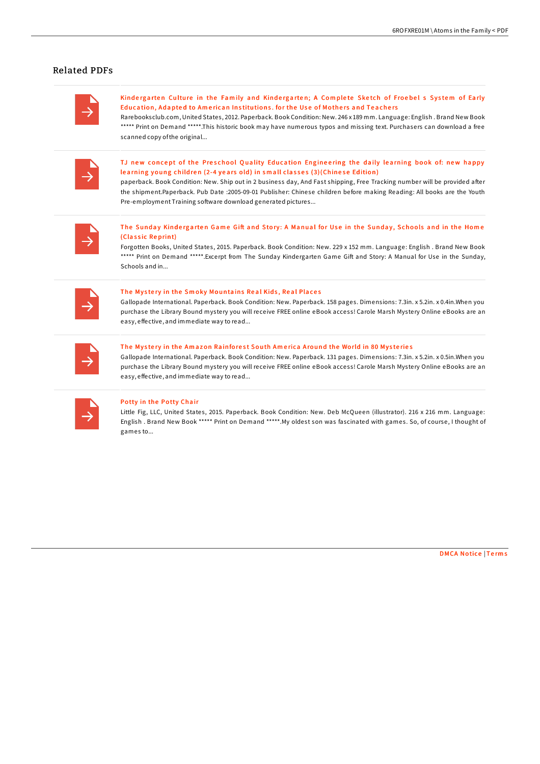## Related PDFs

**Kindergarten Culture in the Family and Kindergarten; A Complete Sketch of Froebel s System of Early Education, Adapted to American Institutions. for the Use of Mothers and Teachers**

Rarebooksclub.com, United States, 2012. Paperback. Book Condition: New. 246 x 189 mm. Language: English . Brand New Book ***** Print on Demand *****.This historic book may have numerous typos and missing text. Purchasers can download a free scanned copy of the original...

**TJ new concept of the Preschool Quality Education Engineering the daily learning book of: new happy learning young children (2-4 years old) in small classes (3)(Chinese Edition)**

paperback. Book Condition: New. Ship out in 2 business day, And Fast shipping, Free Tracking number will be provided after the shipment.Paperback. Pub Date :2005-09-01 Publisher: Chinese children before making Reading: All books are the Youth Pre-employment Training software download generated pictures...

**The Sunday Kindergarten Game Gift and Story: A Manual for Use in the Sunday, Schools and in the Home (Classic Reprint)**

Forgotten Books, United States, 2015. Paperback. Book Condition: New. 229 x 152 mm. Language: English . Brand New Book ***** Print on Demand *****.Excerpt from The Sunday Kindergarten Game Gift and Story: A Manual for Use in the Sunday, Schools and in...

**The Mystery in the Smoky Mountains Real Kids, Real Places**

Gallopade International. Paperback. Book Condition: New. Paperback. 158 pages. Dimensions: 7.3in. x 5.2in. x 0.4in.When you purchase the Library Bound mystery you will receive FREE online eBook access! Carole Marsh Mystery Online eBooks are an easy, effective, and immediate way to read...

**The Mystery in the Amazon Rainforest South America Around the World in 80 Mysteries**

Gallopade International. Paperback. Book Condition: New. Paperback. 131 pages. Dimensions: 7.3in. x 5.2in. x 0.5in.When you purchase the Library Bound mystery you will receive FREE online eBook access! Carole Marsh Mystery Online eBooks are an easy, effective, and immediate way to read...

**Potty in the Potty Chair**

Little Fig, LLC, United States, 2015. Paperback. Book Condition: New. Deb McQueen (illustrator). 216 x 216 mm. Language: English . Brand New Book ***** Print on Demand *****.My oldest son was fascinated with games. So, of course, I thought of games to...